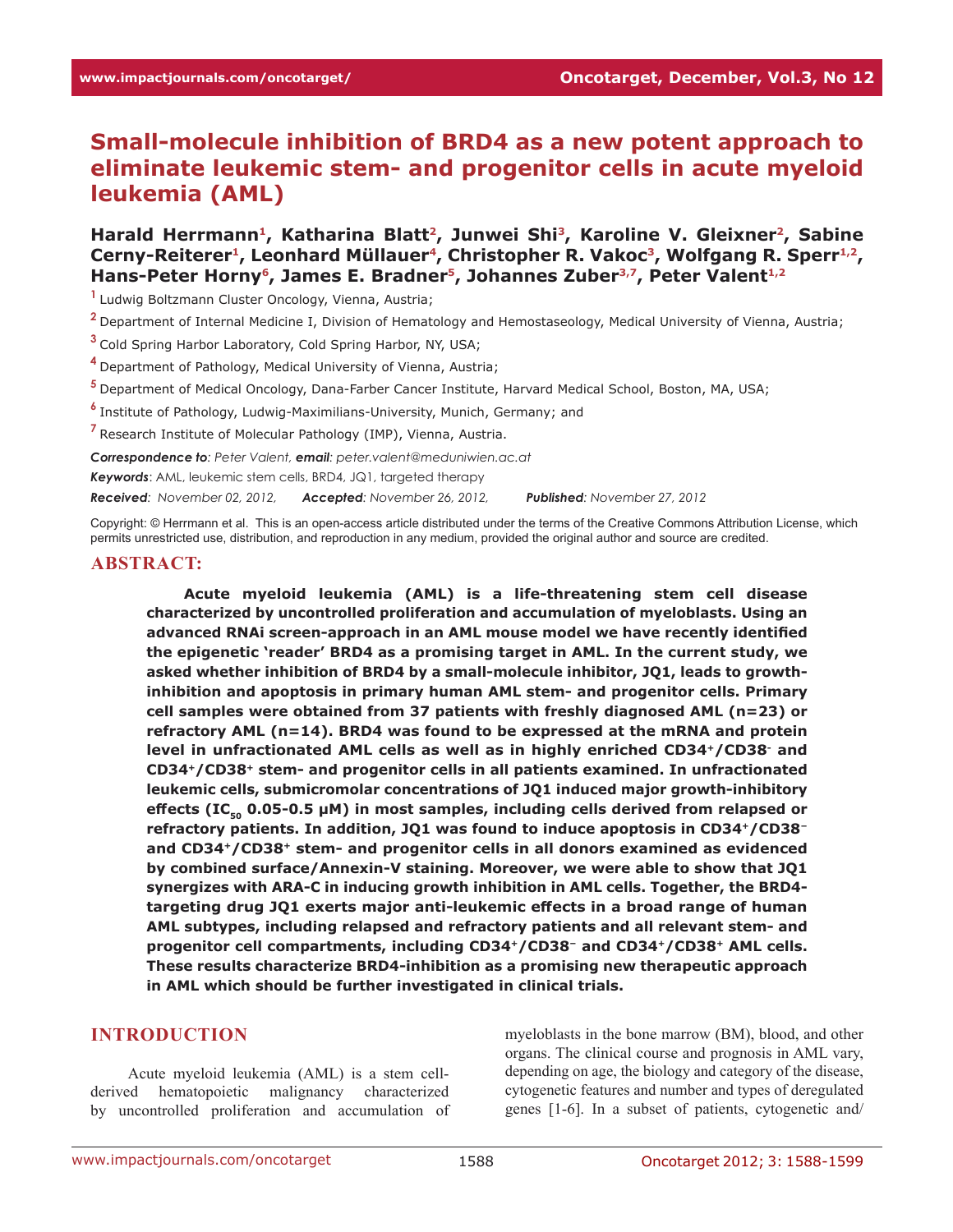# Small-molecule inhibition of BRD4 as a new potent approach to eliminate leukemic stem- and progenitor cells in acute myeloid leukemia (AML)

**Harald Herrmann[1], Katharina Blatt[2], Junwei Shi[3], Karoline V. Gleixner[2], Sabine Cerny-Reiterer[1], Leonhard Müllauer[4], Christopher R. Vakoc[3], Wolfgang R. Sperr[1,2], Hans-Peter Horny[6], James E. Bradner[5], Johannes Zuber[3,7], Peter Valent[1,2]**

[1] Ludwig Boltzmann Cluster Oncology, Vienna, Austria;

[2] Department of Internal Medicine I, Division of Hematology and Hemostaseology, Medical University of Vienna, Austria;

[3] Cold Spring Harbor Laboratory, Cold Spring Harbor, NY, USA;

[4] Department of Pathology, Medical University of Vienna, Austria;

[5] Department of Medical Oncology, Dana-Farber Cancer Institute, Harvard Medical School, Boston, MA, USA;

[6] Institute of Pathology, Ludwig-Maximilians-University, Munich, Germany; and

[7] Research Institute of Molecular Pathology (IMP), Vienna, Austria.

***Correspondence to**: Peter Valent, **email**: peter.valent@meduniwien.ac.at*

***Keywords***: AML, leukemic stem cells, BRD4, JQ1, targeted therapy

***Received**: November 02, 2012,* ***Accepted**: November 26, 2012,* ***Published**: November 27, 2012*

Copyright: © Herrmann et al. This is an open-access article distributed under the terms of the Creative Commons Attribution License, which permits unrestricted use, distribution, and reproduction in any medium, provided the original author and source are credited.

## ABSTRACT:

**Acute myeloid leukemia (AML) is a life-threatening stem cell disease characterized by uncontrolled proliferation and accumulation of myeloblasts. Using an advanced RNAi screen-approach in an AML mouse model we have recently identified the epigenetic 'reader' BRD4 as a promising target in AML. In the current study, we asked whether inhibition of BRD4 by a small-molecule inhibitor, JQ1, leads to growth-inhibition and apoptosis in primary human AML stem- and progenitor cells. Primary cell samples were obtained from 37 patients with freshly diagnosed AML (n=23) or refractory AML (n=14). BRD4 was found to be expressed at the mRNA and protein level in unfractionated AML cells as well as in highly enriched CD34$^+$/CD38$^-$ and CD34$^+$/CD38$^+$ stem- and progenitor cells in all patients examined. In unfractionated leukemic cells, submicromolar concentrations of JQ1 induced major growth-inhibitory effects (IC$_{50}$ 0.05-0.5 µM) in most samples, including cells derived from relapsed or refractory patients. In addition, JQ1 was found to induce apoptosis in CD34$^+$/CD38$^-$ and CD34$^+$/CD38$^+$ stem- and progenitor cells in all donors examined as evidenced by combined surface/Annexin-V staining. Moreover, we were able to show that JQ1 synergizes with ARA-C in inducing growth inhibition in AML cells. Together, the BRD4-targeting drug JQ1 exerts major anti-leukemic effects in a broad range of human AML subtypes, including relapsed and refractory patients and all relevant stem- and progenitor cell compartments, including CD34$^+$/CD38$^-$ and CD34$^+$/CD38$^+$ AML cells. These results characterize BRD4-inhibition as a promising new therapeutic approach in AML which should be further investigated in clinical trials.**

## INTRODUCTION

Acute myeloid leukemia (AML) is a stem cell-derived hematopoietic malignancy characterized by uncontrolled proliferation and accumulation of myeloblasts in the bone marrow (BM), blood, and other organs. The clinical course and prognosis in AML vary, depending on age, the biology and category of the disease, cytogenetic features and number and types of deregulated genes [1-6]. In a subset of patients, cytogenetic and/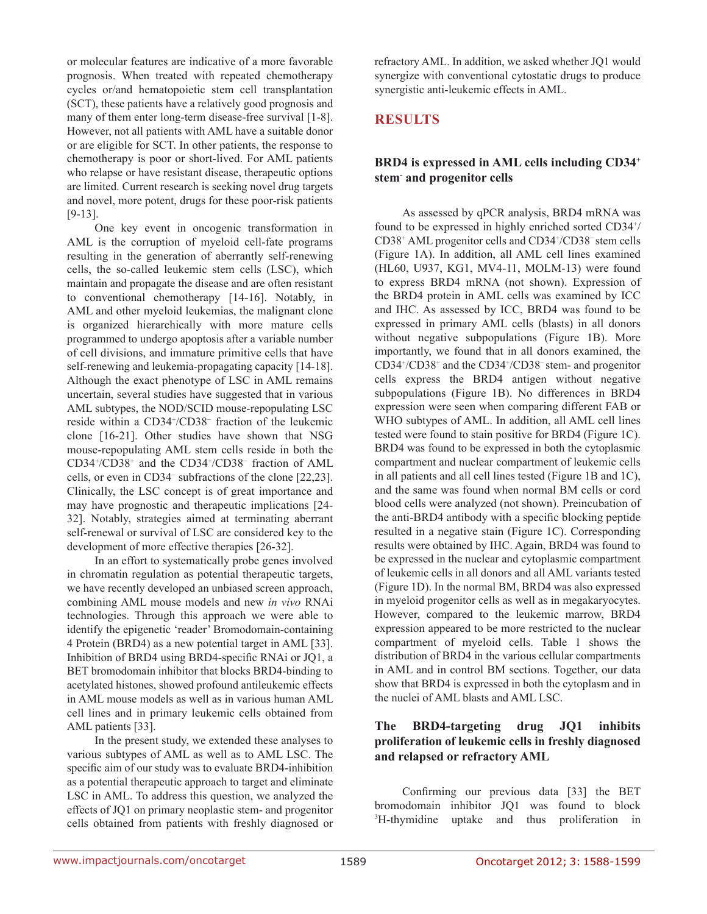or molecular features are indicative of a more favorable prognosis. When treated with repeated chemotherapy cycles or/and hematopoietic stem cell transplantation (SCT), these patients have a relatively good prognosis and many of them enter long-term disease-free survival [1-8]. However, not all patients with AML have a suitable donor or are eligible for SCT. In other patients, the response to chemotherapy is poor or short-lived. For AML patients who relapse or have resistant disease, therapeutic options are limited. Current research is seeking novel drug targets and novel, more potent, drugs for these poor-risk patients [9-13].

One key event in oncogenic transformation in AML is the corruption of myeloid cell-fate programs resulting in the generation of aberrantly self-renewing cells, the so-called leukemic stem cells (LSC), which maintain and propagate the disease and are often resistant to conventional chemotherapy [14-16]. Notably, in AML and other myeloid leukemias, the malignant clone is organized hierarchically with more mature cells programmed to undergo apoptosis after a variable number of cell divisions, and immature primitive cells that have self-renewing and leukemia-propagating capacity [14-18]. Although the exact phenotype of LSC in AML remains uncertain, several studies have suggested that in various AML subtypes, the NOD/SCID mouse-repopulating LSC reside within a CD34$^+$/CD38$^-$ fraction of the leukemic clone [16-21]. Other studies have shown that NSG mouse-repopulating AML stem cells reside in both the CD34$^+$/CD38$^+$ and the CD34$^+$/CD38$^-$ fraction of AML cells, or even in CD34$^-$ subfractions of the clone [22,23]. Clinically, the LSC concept is of great importance and may have prognostic and therapeutic implications [24-32]. Notably, strategies aimed at terminating aberrant self-renewal or survival of LSC are considered key to the development of more effective therapies [26-32].

In an effort to systematically probe genes involved in chromatin regulation as potential therapeutic targets, we have recently developed an unbiased screen approach, combining AML mouse models and new *in vivo* RNAi technologies. Through this approach we were able to identify the epigenetic 'reader' Bromodomain-containing 4 Protein (BRD4) as a new potential target in AML [33]. Inhibition of BRD4 using BRD4-specific RNAi or JQ1, a BET bromodomain inhibitor that blocks BRD4-binding to acetylated histones, showed profound antileukemic effects in AML mouse models as well as in various human AML cell lines and in primary leukemic cells obtained from AML patients [33].

In the present study, we extended these analyses to various subtypes of AML as well as to AML LSC. The specific aim of our study was to evaluate BRD4-inhibition as a potential therapeutic approach to target and eliminate LSC in AML. To address this question, we analyzed the effects of JQ1 on primary neoplastic stem- and progenitor cells obtained from patients with freshly diagnosed or refractory AML. In addition, we asked whether JQ1 would synergize with conventional cytostatic drugs to produce synergistic anti-leukemic effects in AML.

## RESULTS

### BRD4 is expressed in AML cells including CD34$^+$ stem$^-$ and progenitor cells

As assessed by qPCR analysis, BRD4 mRNA was found to be expressed in highly enriched sorted CD34$^+$/CD38$^+$ AML progenitor cells and CD34$^+$/CD38$^-$ stem cells (Figure 1A). In addition, all AML cell lines examined (HL60, U937, KG1, MV4-11, MOLM-13) were found to express BRD4 mRNA (not shown). Expression of the BRD4 protein in AML cells was examined by ICC and IHC. As assessed by ICC, BRD4 was found to be expressed in primary AML cells (blasts) in all donors without negative subpopulations (Figure 1B). More importantly, we found that in all donors examined, the CD34$^+$/CD38$^+$ and the CD34$^+$/CD38$^-$ stem- and progenitor cells express the BRD4 antigen without negative subpopulations (Figure 1B). No differences in BRD4 expression were seen when comparing different FAB or WHO subtypes of AML. In addition, all AML cell lines tested were found to stain positive for BRD4 (Figure 1C). BRD4 was found to be expressed in both the cytoplasmic compartment and nuclear compartment of leukemic cells in all patients and all cell lines tested (Figure 1B and 1C), and the same was found when normal BM cells or cord blood cells were analyzed (not shown). Preincubation of the anti-BRD4 antibody with a specific blocking peptide resulted in a negative stain (Figure 1C). Corresponding results were obtained by IHC. Again, BRD4 was found to be expressed in the nuclear and cytoplasmic compartment of leukemic cells in all donors and all AML variants tested (Figure 1D). In the normal BM, BRD4 was also expressed in myeloid progenitor cells as well as in megakaryocytes. However, compared to the leukemic marrow, BRD4 expression appeared to be more restricted to the nuclear compartment of myeloid cells. Table 1 shows the distribution of BRD4 in the various cellular compartments in AML and in control BM sections. Together, our data show that BRD4 is expressed in both the cytoplasm and in the nuclei of AML blasts and AML LSC.

### The BRD4-targeting drug JQ1 inhibits proliferation of leukemic cells in freshly diagnosed and relapsed or refractory AML

Confirming our previous data [33] the BET bromodomain inhibitor JQ1 was found to block $^3$H-thymidine uptake and thus proliferation in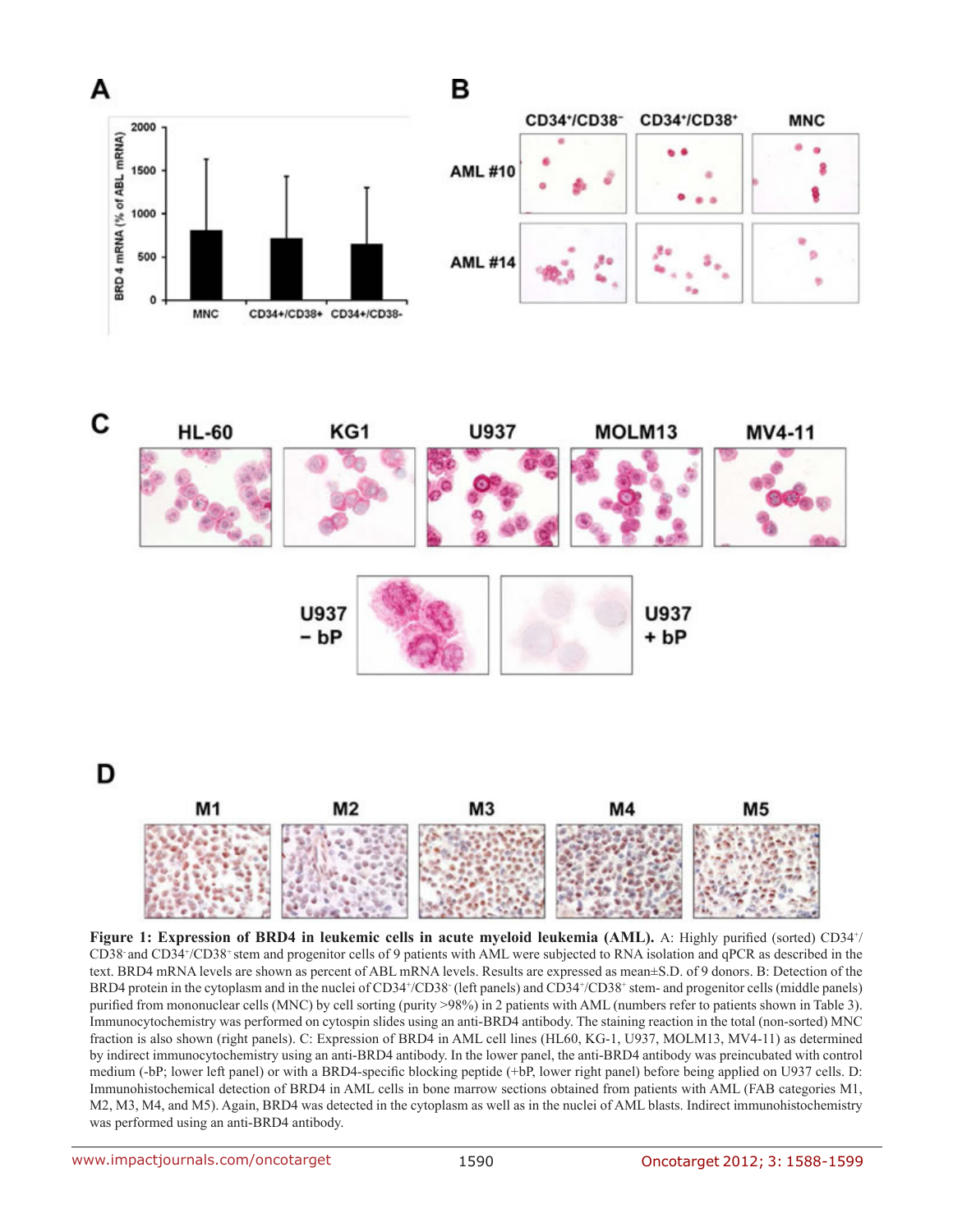**Figure 1: Expression of BRD4 in leukemic cells in acute myeloid leukemia (AML).** A: Highly purified (sorted) CD34+/CD38- and CD34+/CD38+ stem and progenitor cells of 9 patients with AML were subjected to RNA isolation and qPCR as described in the text. BRD4 mRNA levels are shown as percent of ABL mRNA levels. Results are expressed as mean±S.D. of 9 donors. B: Detection of the BRD4 protein in the cytoplasm and in the nuclei of CD34+/CD38- (left panels) and CD34+/CD38+ stem- and progenitor cells (middle panels) purified from mononuclear cells (MNC) by cell sorting (purity >98%) in 2 patients with AML (numbers refer to patients shown in Table 3). Immunocytochemistry was performed on cytospin slides using an anti-BRD4 antibody. The staining reaction in the total (non-sorted) MNC fraction is also shown (right panels). C: Expression of BRD4 in AML cell lines (HL60, KG-1, U937, MOLM13, MV4-11) as determined by indirect immunocytochemistry using an anti-BRD4 antibody. In the lower panel, the anti-BRD4 antibody was preincubated with control medium (-bP; lower left panel) or with a BRD4-specific blocking peptide (+bP, lower right panel) before being applied on U937 cells. D: Immunohistochemical detection of BRD4 in AML cells in bone marrow sections obtained from patients with AML (FAB categories M1, M2, M3, M4, and M5). Again, BRD4 was detected in the cytoplasm as well as in the nuclei of AML blasts. Indirect immunohistochemistry was performed using an anti-BRD4 antibody.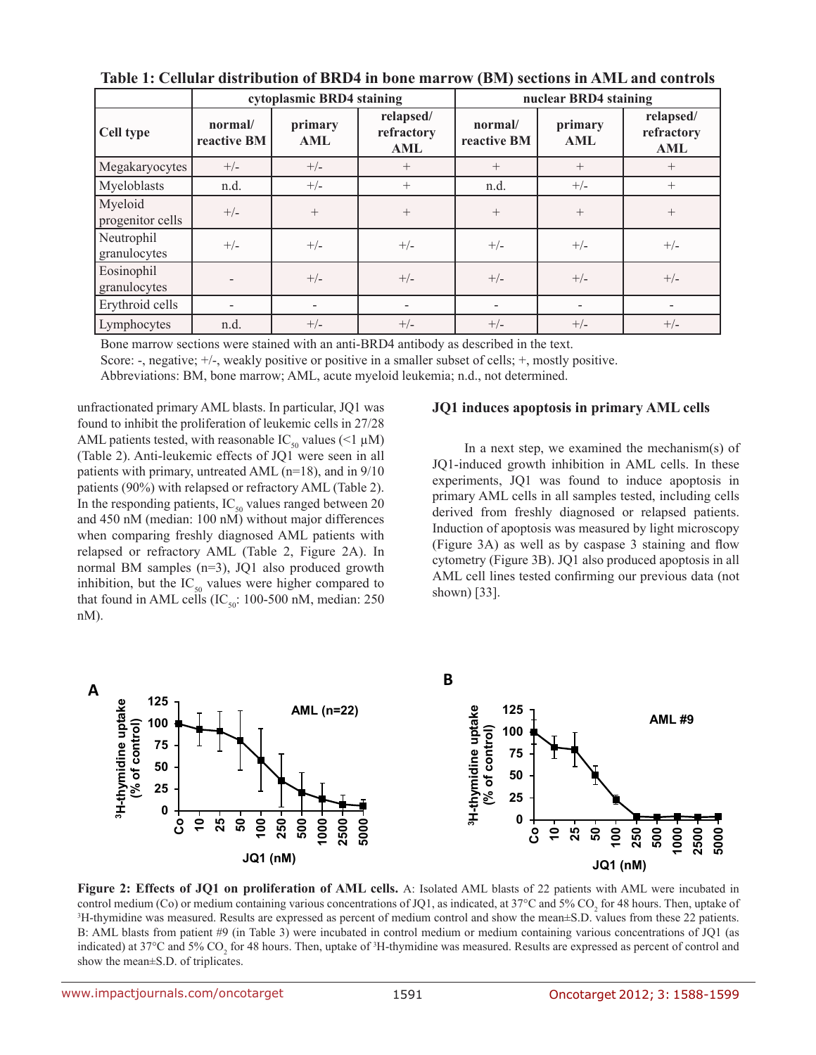**Table 1: Cellular distribution of BRD4 in bone marrow (BM) sections in AML and controls**

| Cell type | cytoplasmic BRD4 staining | | | nuclear BRD4 staining | | |
|---|---|---|---|---|---|---|
| | normal/ reactive BM | primary AML | relapsed/ refractory AML | normal/ reactive BM | primary AML | relapsed/ refractory AML |
| Megakaryocytes | +/- | +/- | + | + | + | + |
| Myeloblasts | n.d. | +/- | + | n.d. | +/- | + |
| Myeloid progenitor cells | +/- | + | + | + | + | + |
| Neutrophil granulocytes | +/- | +/- | +/- | +/- | +/- | +/- |
| Eosinophil granulocytes | - | +/- | +/- | +/- | +/- | +/- |
| Erythroid cells | - | - | - | - | - | - |
| Lymphocytes | n.d. | +/- | +/- | +/- | +/- | +/- |

Bone marrow sections were stained with an anti-BRD4 antibody as described in the text.
Score: -, negative; +/-, weakly positive or positive in a smaller subset of cells; +, mostly positive.
Abbreviations: BM, bone marrow; AML, acute myeloid leukemia; n.d., not determined.

unfractionated primary AML blasts. In particular, JQ1 was found to inhibit the proliferation of leukemic cells in 27/28 AML patients tested, with reasonable $IC_{50}$ values (<1 µM) (Table 2). Anti-leukemic effects of JQ1 were seen in all patients with primary, untreated AML (n=18), and in 9/10 patients (90%) with relapsed or refractory AML (Table 2). In the responding patients, $IC_{50}$ values ranged between 20 and 450 nM (median: 100 nM) without major differences when comparing freshly diagnosed AML patients with relapsed or refractory AML (Table 2, Figure 2A). In normal BM samples (n=3), JQ1 also produced growth inhibition, but the $IC_{50}$ values were higher compared to that found in AML cells ($IC_{50}$: 100-500 nM, median: 250 nM).

### JQ1 induces apoptosis in primary AML cells

In a next step, we examined the mechanism(s) of JQ1-induced growth inhibition in AML cells. In these experiments, JQ1 was found to induce apoptosis in primary AML cells in all samples tested, including cells derived from freshly diagnosed or relapsed patients. Induction of apoptosis was measured by light microscopy (Figure 3A) as well as by caspase 3 staining and flow cytometry (Figure 3B). JQ1 also produced apoptosis in all AML cell lines tested confirming our previous data (not shown) [33].

**Figure 2: Effects of JQ1 on proliferation of AML cells.** A: Isolated AML blasts of 22 patients with AML were incubated in control medium (Co) or medium containing various concentrations of JQ1, as indicated, at 37°C and 5% $CO_2$ for 48 hours. Then, uptake of $^{3}$H-thymidine was measured. Results are expressed as percent of medium control and show the mean±S.D. values from these 22 patients. B: AML blasts from patient #9 (in Table 3) were incubated in control medium or medium containing various concentrations of JQ1 (as indicated) at 37°C and 5% $CO_2$ for 48 hours. Then, uptake of $^{3}$H-thymidine was measured. Results are expressed as percent of control and show the mean±S.D. of triplicates.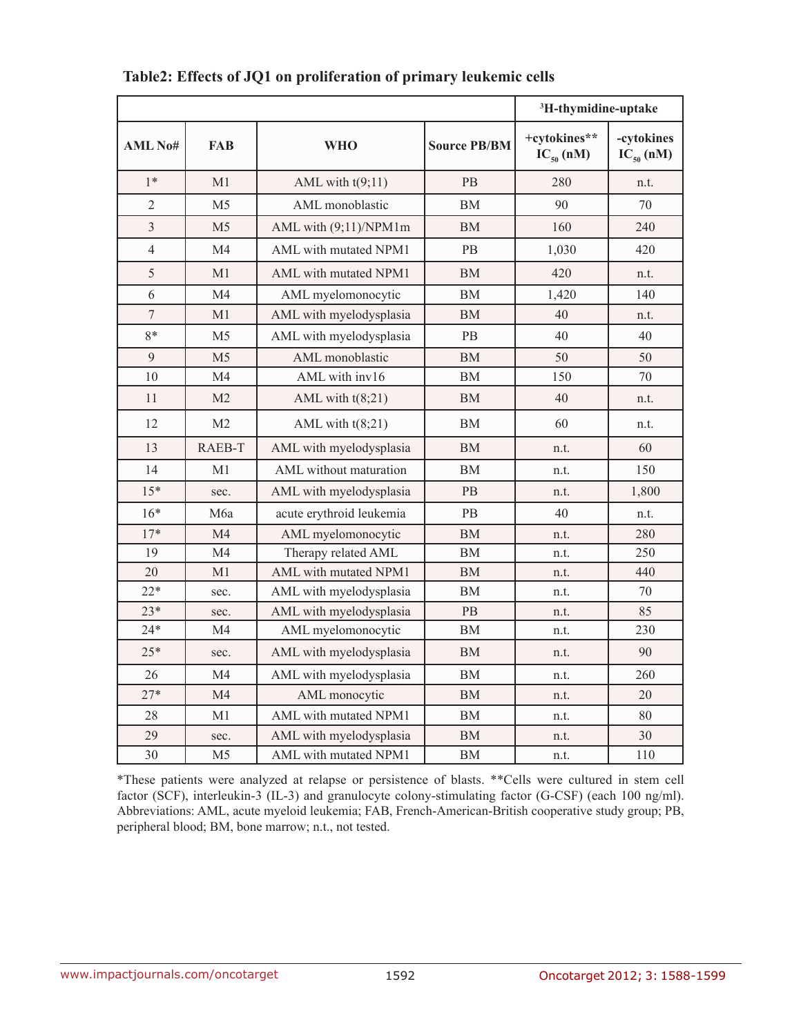**Table2: Effects of JQ1 on proliferation of primary leukemic cells**

| | | | | $^{3}$H-thymidine-uptake | |
|---|---|---|---|---|---|
| **AML No#** | **FAB** | **WHO** | **Source PB/BM** | **+cytokines** $IC_{50}$ (nM)** | **-cytokines $IC_{50}$ (nM)** |
| 1* | M1 | AML with t(9;11) | PB | 280 | n.t. |
| 2 | M5 | AML monoblastic | BM | 90 | 70 |
| 3 | M5 | AML with (9;11)/NPM1m | BM | 160 | 240 |
| 4 | M4 | AML with mutated NPM1 | PB | 1,030 | 420 |
| 5 | M1 | AML with mutated NPM1 | BM | 420 | n.t. |
| 6 | M4 | AML myelomonocytic | BM | 1,420 | 140 |
| 7 | M1 | AML with myelodysplasia | BM | 40 | n.t. |
| 8* | M5 | AML with myelodysplasia | PB | 40 | 40 |
| 9 | M5 | AML monoblastic | BM | 50 | 50 |
| 10 | M4 | AML with inv16 | BM | 150 | 70 |
| 11 | M2 | AML with t(8;21) | BM | 40 | n.t. |
| 12 | M2 | AML with t(8;21) | BM | 60 | n.t. |
| 13 | RAEB-T | AML with myelodysplasia | BM | n.t. | 60 |
| 14 | M1 | AML without maturation | BM | n.t. | 150 |
| 15* | sec. | AML with myelodysplasia | PB | n.t. | 1,800 |
| 16* | M6a | acute erythroid leukemia | PB | 40 | n.t. |
| 17* | M4 | AML myelomonocytic | BM | n.t. | 280 |
| 19 | M4 | Therapy related AML | BM | n.t. | 250 |
| 20 | M1 | AML with mutated NPM1 | BM | n.t. | 440 |
| 22* | sec. | AML with myelodysplasia | BM | n.t. | 70 |
| 23* | sec. | AML with myelodysplasia | PB | n.t. | 85 |
| 24* | M4 | AML myelomonocytic | BM | n.t. | 230 |
| 25* | sec. | AML with myelodysplasia | BM | n.t. | 90 |
| 26 | M4 | AML with myelodysplasia | BM | n.t. | 260 |
| 27* | M4 | AML monocytic | BM | n.t. | 20 |
| 28 | M1 | AML with mutated NPM1 | BM | n.t. | 80 |
| 29 | sec. | AML with myelodysplasia | BM | n.t. | 30 |
| 30 | M5 | AML with mutated NPM1 | BM | n.t. | 110 |

*These patients were analyzed at relapse or persistence of blasts. **Cells were cultured in stem cell factor (SCF), interleukin-3 (IL-3) and granulocyte colony-stimulating factor (G-CSF) (each 100 ng/ml). Abbreviations: AML, acute myeloid leukemia; FAB, French-American-British cooperative study group; PB, peripheral blood; BM, bone marrow; n.t., not tested.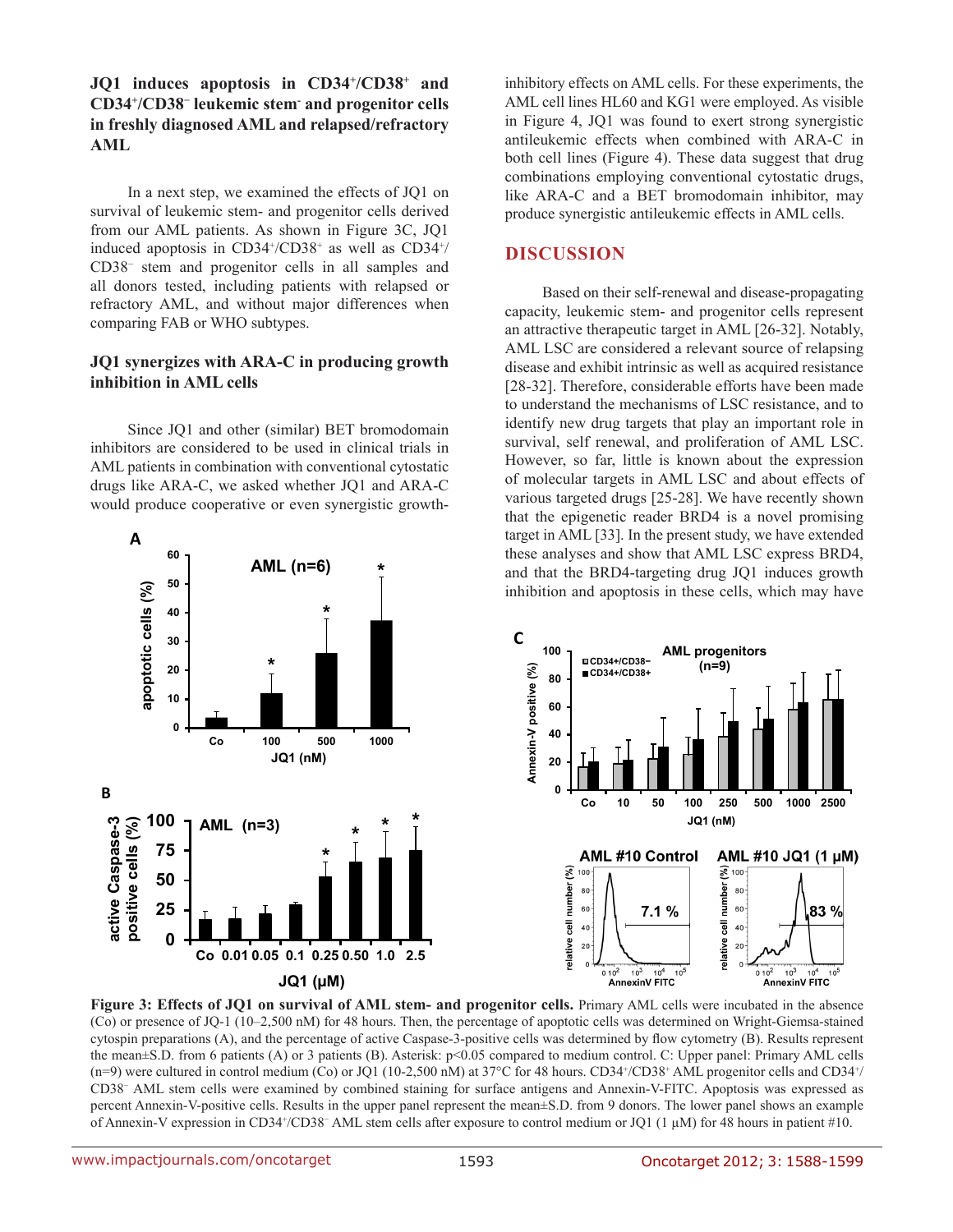### JQ1 induces apoptosis in CD34+/CD38+ and CD34+/CD38– leukemic stem- and progenitor cells in freshly diagnosed AML and relapsed/refractory AML

In a next step, we examined the effects of JQ1 on survival of leukemic stem- and progenitor cells derived from our AML patients. As shown in Figure 3C, JQ1 induced apoptosis in CD34+/CD38+ as well as CD34+/CD38– stem and progenitor cells in all samples and all donors tested, including patients with relapsed or refractory AML, and without major differences when comparing FAB or WHO subtypes.

### JQ1 synergizes with ARA-C in producing growth inhibition in AML cells

Since JQ1 and other (similar) BET bromodomain inhibitors are considered to be used in clinical trials in AML patients in combination with conventional cytostatic drugs like ARA-C, we asked whether JQ1 and ARA-C would produce cooperative or even synergistic growth-inhibitory effects on AML cells. For these experiments, the AML cell lines HL60 and KG1 were employed. As visible in Figure 4, JQ1 was found to exert strong synergistic antileukemic effects when combined with ARA-C in both cell lines (Figure 4). These data suggest that drug combinations employing conventional cytostatic drugs, like ARA-C and a BET bromodomain inhibitor, may produce synergistic antileukemic effects in AML cells.

## DISCUSSION

Based on their self-renewal and disease-propagating capacity, leukemic stem- and progenitor cells represent an attractive therapeutic target in AML [26-32]. Notably, AML LSC are considered a relevant source of relapsing disease and exhibit intrinsic as well as acquired resistance [28-32]. Therefore, considerable efforts have been made to understand the mechanisms of LSC resistance, and to identify new drug targets that play an important role in survival, self renewal, and proliferation of AML LSC. However, so far, little is known about the expression of molecular targets in AML LSC and about effects of various targeted drugs [25-28]. We have recently shown that the epigenetic reader BRD4 is a novel promising target in AML [33]. In the present study, we have extended these analyses and show that AML LSC express BRD4, and that the BRD4-targeting drug JQ1 induces growth inhibition and apoptosis in these cells, which may have

**Figure 3: Effects of JQ1 on survival of AML stem- and progenitor cells.** Primary AML cells were incubated in the absence (Co) or presence of JQ-1 (10–2,500 nM) for 48 hours. Then, the percentage of apoptotic cells was determined on Wright-Giemsa-stained cytospin preparations (A), and the percentage of active Caspase-3-positive cells was determined by flow cytometry (B). Results represent the mean±S.D. from 6 patients (A) or 3 patients (B). Asterisk: $p<0.05$ compared to medium control. C: Upper panel: Primary AML cells (n=9) were cultured in control medium (Co) or JQ1 (10-2,500 nM) at 37°C for 48 hours. CD34+/CD38+ AML progenitor cells and CD34+/CD38– AML stem cells were examined by combined staining for surface antigens and Annexin-V-FITC. Apoptosis was expressed as percent Annexin-V-positive cells. Results in the upper panel represent the mean±S.D. from 9 donors. The lower panel shows an example of Annexin-V expression in CD34+/CD38– AML stem cells after exposure to control medium or JQ1 (1 µM) for 48 hours in patient #10.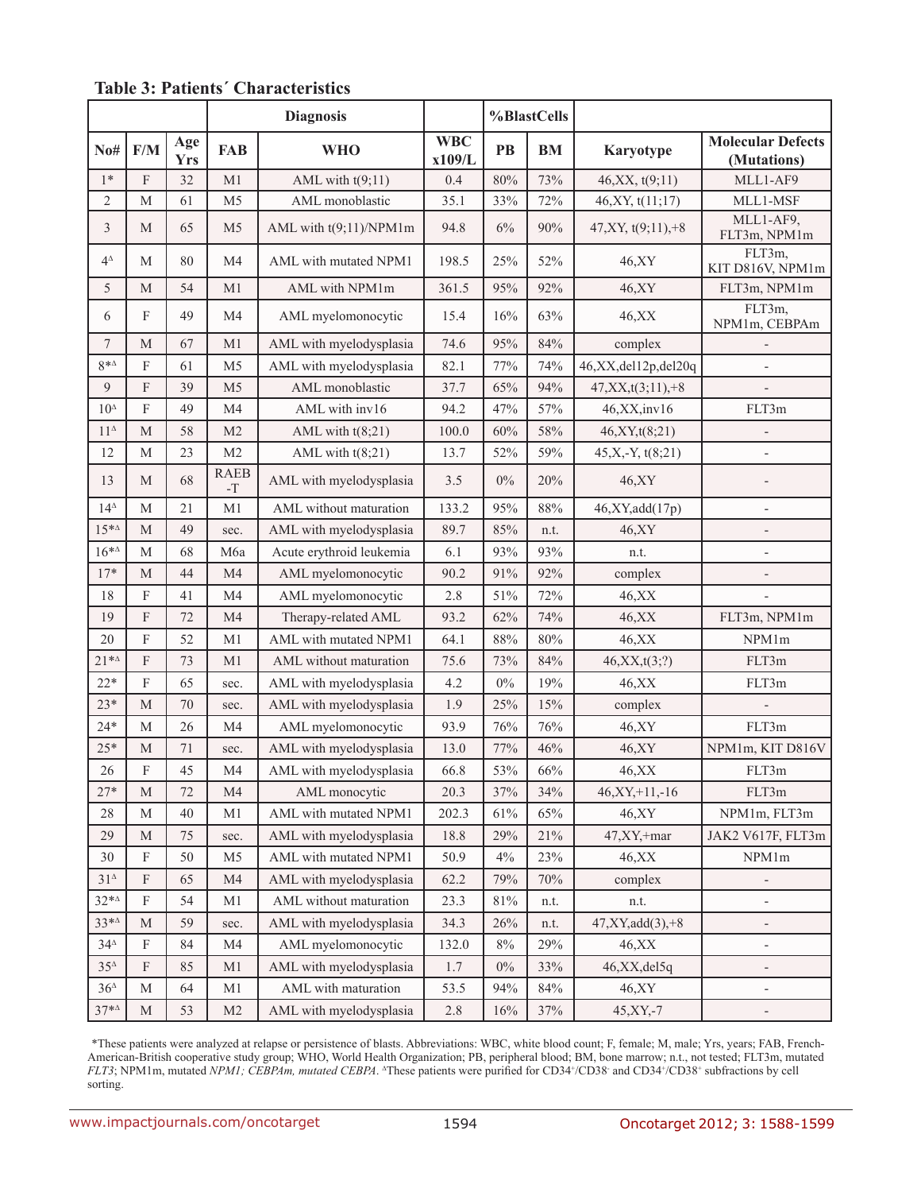**Table 3: Patients´ Characteristics**

| | | | Diagnosis | | | %BlastCells | | | |
|---|---|---|---|---|---|---|---|---|---|
| No# | F/M | Age Yrs | FAB | WHO | WBC x109/L | PB | BM | Karyotype | Molecular Defects (Mutations) |
| 1* | F | 32 | M1 | AML with t(9;11) | 0.4 | 80% | 73% | 46,XX, t(9;11) | MLL1-AF9 |
| 2 | M | 61 | M5 | AML monoblastic | 35.1 | 33% | 72% | 46,XY, t(11;17) | MLL1-MSF |
| 3 | M | 65 | M5 | AML with t(9;11)/NPM1m | 94.8 | 6% | 90% | 47,XY, t(9;11),+8 | MLL1-AF9, FLT3m, NPM1m |
| 4[Δ] | M | 80 | M4 | AML with mutated NPM1 | 198.5 | 25% | 52% | 46,XY | FLT3m, KIT D816V, NPM1m |
| 5 | M | 54 | M1 | AML with NPM1m | 361.5 | 95% | 92% | 46,XY | FLT3m, NPM1m |
| 6 | F | 49 | M4 | AML myelomonocytic | 15.4 | 16% | 63% | 46,XX | FLT3m, NPM1m, CEBPAm |
| 7 | M | 67 | M1 | AML with myelodysplasia | 74.6 | 95% | 84% | complex | - |
| 8*[Δ] | F | 61 | M5 | AML with myelodysplasia | 82.1 | 77% | 74% | 46,XX,del12p,del20q | - |
| 9 | F | 39 | M5 | AML monoblastic | 37.7 | 65% | 94% | 47,XX,t(3;11),+8 | - |
| 10[Δ] | F | 49 | M4 | AML with inv16 | 94.2 | 47% | 57% | 46,XX,inv16 | FLT3m |
| 11[Δ] | M | 58 | M2 | AML with t(8;21) | 100.0 | 60% | 58% | 46,XY,t(8;21) | - |
| 12 | M | 23 | M2 | AML with t(8;21) | 13.7 | 52% | 59% | 45,X,-Y, t(8;21) | - |
| 13 | M | 68 | RAEB -T | AML with myelodysplasia | 3.5 | 0% | 20% | 46,XY | - |
| 14[Δ] | M | 21 | M1 | AML without maturation | 133.2 | 95% | 88% | 46,XY,add(17p) | - |
| 15*[Δ] | M | 49 | sec. | AML with myelodysplasia | 89.7 | 85% | n.t. | 46,XY | - |
| 16*[Δ] | M | 68 | M6a | Acute erythroid leukemia | 6.1 | 93% | 93% | n.t. | - |
| 17* | M | 44 | M4 | AML myelomonocytic | 90.2 | 91% | 92% | complex | - |
| 18 | F | 41 | M4 | AML myelomonocytic | 2.8 | 51% | 72% | 46,XX | - |
| 19 | F | 72 | M4 | Therapy-related AML | 93.2 | 62% | 74% | 46,XX | FLT3m, NPM1m |
| 20 | F | 52 | M1 | AML with mutated NPM1 | 64.1 | 88% | 80% | 46,XX | NPM1m |
| 21*[Δ] | F | 73 | M1 | AML without maturation | 75.6 | 73% | 84% | 46,XX,t(3;?) | FLT3m |
| 22* | F | 65 | sec. | AML with myelodysplasia | 4.2 | 0% | 19% | 46,XX | FLT3m |
| 23* | M | 70 | sec. | AML with myelodysplasia | 1.9 | 25% | 15% | complex | - |
| 24* | M | 26 | M4 | AML myelomonocytic | 93.9 | 76% | 76% | 46,XY | FLT3m |
| 25* | M | 71 | sec. | AML with myelodysplasia | 13.0 | 77% | 46% | 46,XY | NPM1m, KIT D816V |
| 26 | F | 45 | M4 | AML with myelodysplasia | 66.8 | 53% | 66% | 46,XX | FLT3m |
| 27* | M | 72 | M4 | AML monocytic | 20.3 | 37% | 34% | 46,XY,+11,-16 | FLT3m |
| 28 | M | 40 | M1 | AML with mutated NPM1 | 202.3 | 61% | 65% | 46,XY | NPM1m, FLT3m |
| 29 | M | 75 | sec. | AML with myelodysplasia | 18.8 | 29% | 21% | 47,XY,+mar | JAK2 V617F, FLT3m |
| 30 | F | 50 | M5 | AML with mutated NPM1 | 50.9 | 4% | 23% | 46,XX | NPM1m |
| 31[Δ] | F | 65 | M4 | AML with myelodysplasia | 62.2 | 79% | 70% | complex | - |
| 32*[Δ] | F | 54 | M1 | AML without maturation | 23.3 | 81% | n.t. | n.t. | - |
| 33*[Δ] | M | 59 | sec. | AML with myelodysplasia | 34.3 | 26% | n.t. | 47,XY,add(3),+8 | - |
| 34[Δ] | F | 84 | M4 | AML myelomonocytic | 132.0 | 8% | 29% | 46,XX | - |
| 35[Δ] | F | 85 | M1 | AML with myelodysplasia | 1.7 | 0% | 33% | 46,XX,del5q | - |
| 36[Δ] | M | 64 | M1 | AML with maturation | 53.5 | 94% | 84% | 46,XY | - |
| 37*[Δ] | M | 53 | M2 | AML with myelodysplasia | 2.8 | 16% | 37% | 45,XY,-7 | - |

*These patients were analyzed at relapse or persistence of blasts. Abbreviations: WBC, white blood count; F, female; M, male; Yrs, years; FAB, French-American-British cooperative study group; WHO, World Health Organization; PB, peripheral blood; BM, bone marrow; n.t., not tested; FLT3m, mutated *FLT3*; NPM1m, mutated *NPM1; CEBPAm, mutated CEBPA*. [Δ]These patients were purified for CD34⁺/CD38⁻ and CD34⁺/CD38⁺ subfractions by cell sorting.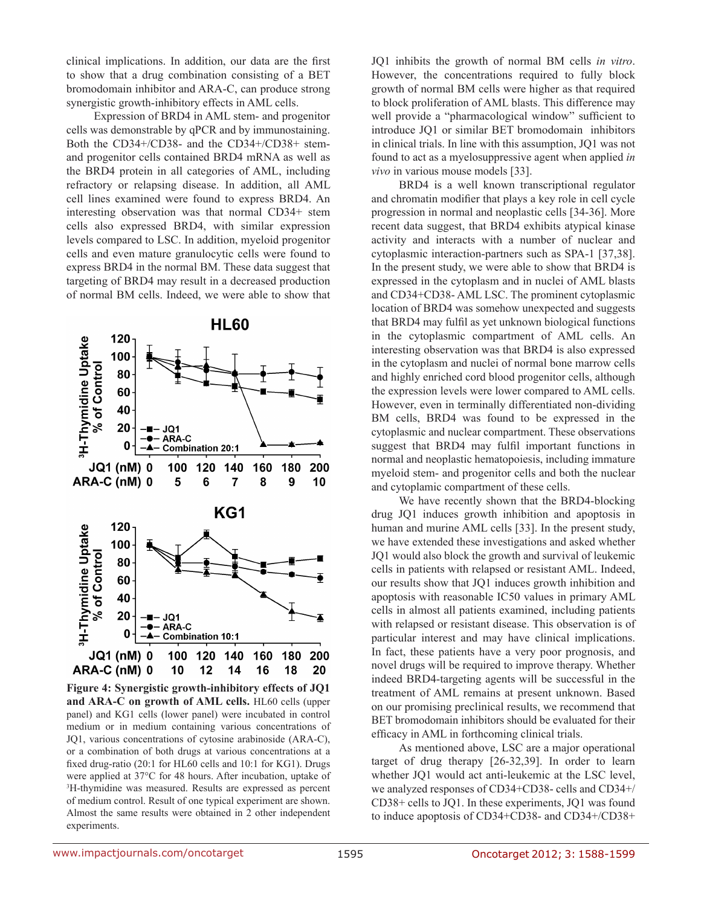clinical implications. In addition, our data are the first to show that a drug combination consisting of a BET bromodomain inhibitor and ARA-C, can produce strong synergistic growth-inhibitory effects in AML cells.

Expression of BRD4 in AML stem- and progenitor cells was demonstrable by qPCR and by immunostaining. Both the CD34+/CD38- and the CD34+/CD38+ stem- and progenitor cells contained BRD4 mRNA as well as the BRD4 protein in all categories of AML, including refractory or relapsing disease. In addition, all AML cell lines examined were found to express BRD4. An interesting observation was that normal CD34+ stem cells also expressed BRD4, with similar expression levels compared to LSC. In addition, myeloid progenitor cells and even mature granulocytic cells were found to express BRD4 in the normal BM. These data suggest that targeting of BRD4 may result in a decreased production of normal BM cells. Indeed, we were able to show that JQ1 inhibits the growth of normal BM cells *in vitro*. However, the concentrations required to fully block growth of normal BM cells were higher as that required to block proliferation of AML blasts. This difference may well provide a "pharmacological window" sufficient to introduce JQ1 or similar BET bromodomain inhibitors in clinical trials. In line with this assumption, JQ1 was not found to act as a myelosuppressive agent when applied *in vivo* in various mouse models [33].

**Figure 4: Synergistic growth-inhibitory effects of JQ1 and ARA-C on growth of AML cells.** HL60 cells (upper panel) and KG1 cells (lower panel) were incubated in control medium or in medium containing various concentrations of JQ1, various concentrations of cytosine arabinoside (ARA-C), or a combination of both drugs at various concentrations at a fixed drug-ratio (20:1 for HL60 cells and 10:1 for KG1). Drugs were applied at 37°C for 48 hours. After incubation, uptake of $^3$H-thymidine was measured. Results are expressed as percent of medium control. Result of one typical experiment are shown. Almost the same results were obtained in 2 other independent experiments.

BRD4 is a well known transcriptional regulator and chromatin modifier that plays a key role in cell cycle progression in normal and neoplastic cells [34-36]. More recent data suggest, that BRD4 exhibits atypical kinase activity and interacts with a number of nuclear and cytoplasmic interaction-partners such as SPA-1 [37,38]. In the present study, we were able to show that BRD4 is expressed in the cytoplasm and in nuclei of AML blasts and CD34+CD38- AML LSC. The prominent cytoplasmic location of BRD4 was somehow unexpected and suggests that BRD4 may fulfil as yet unknown biological functions in the cytoplasmic compartment of AML cells. An interesting observation was that BRD4 is also expressed in the cytoplasm and nuclei of normal bone marrow cells and highly enriched cord blood progenitor cells, although the expression levels were lower compared to AML cells. However, even in terminally differentiated non-dividing BM cells, BRD4 was found to be expressed in the cytoplasmic and nuclear compartment. These observations suggest that BRD4 may fulfil important functions in normal and neoplastic hematopoiesis, including immature myeloid stem- and progenitor cells and both the nuclear and cytoplamic compartment of these cells.

We have recently shown that the BRD4-blocking drug JQ1 induces growth inhibition and apoptosis in human and murine AML cells [33]. In the present study, we have extended these investigations and asked whether JQ1 would also block the growth and survival of leukemic cells in patients with relapsed or resistant AML. Indeed, our results show that JQ1 induces growth inhibition and apoptosis with reasonable IC50 values in primary AML cells in almost all patients examined, including patients with relapsed or resistant disease. This observation is of particular interest and may have clinical implications. In fact, these patients have a very poor prognosis, and novel drugs will be required to improve therapy. Whether indeed BRD4-targeting agents will be successful in the treatment of AML remains at present unknown. Based on our promising preclinical results, we recommend that BET bromodomain inhibitors should be evaluated for their efficacy in AML in forthcoming clinical trials.

As mentioned above, LSC are a major operational target of drug therapy [26-32,39]. In order to learn whether JQ1 would act anti-leukemic at the LSC level, we analyzed responses of CD34+CD38- cells and CD34+/CD38+ cells to JQ1. In these experiments, JQ1 was found to induce apoptosis of CD34+CD38- and CD34+/CD38+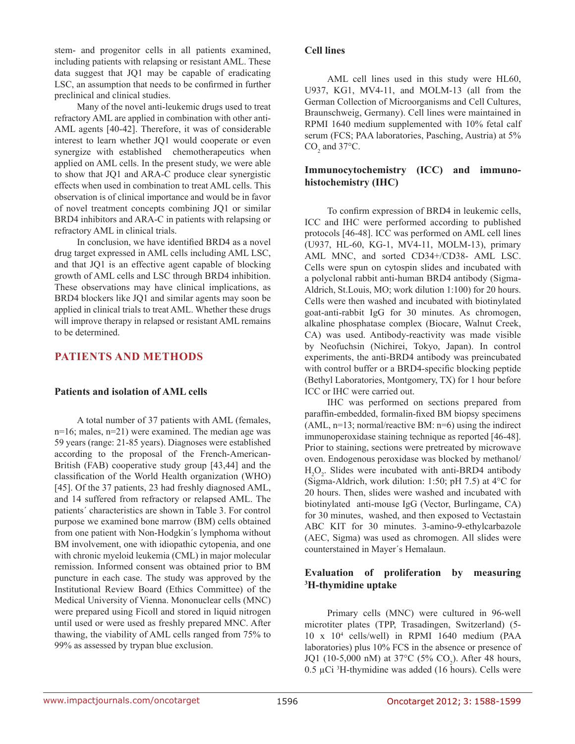stem- and progenitor cells in all patients examined, including patients with relapsing or resistant AML. These data suggest that JQ1 may be capable of eradicating LSC, an assumption that needs to be confirmed in further preclinical and clinical studies.

Many of the novel anti-leukemic drugs used to treat refractory AML are applied in combination with other anti-AML agents [40-42]. Therefore, it was of considerable interest to learn whether JQ1 would cooperate or even synergize with established chemotherapeutics when applied on AML cells. In the present study, we were able to show that JQ1 and ARA-C produce clear synergistic effects when used in combination to treat AML cells. This observation is of clinical importance and would be in favor of novel treatment concepts combining JQ1 or similar BRD4 inhibitors and ARA-C in patients with relapsing or refractory AML in clinical trials.

In conclusion, we have identified BRD4 as a novel drug target expressed in AML cells including AML LSC, and that JQ1 is an effective agent capable of blocking growth of AML cells and LSC through BRD4 inhibition. These observations may have clinical implications, as BRD4 blockers like JQ1 and similar agents may soon be applied in clinical trials to treat AML. Whether these drugs will improve therapy in relapsed or resistant AML remains to be determined.

## PATIENTS AND METHODS

### Patients and isolation of AML cells

A total number of 37 patients with AML (females, n=16; males, n=21) were examined. The median age was 59 years (range: 21-85 years). Diagnoses were established according to the proposal of the French-American-British (FAB) cooperative study group [43,44] and the classification of the World Health organization (WHO) [45]. Of the 37 patients, 23 had freshly diagnosed AML, and 14 suffered from refractory or relapsed AML. The patients´ characteristics are shown in Table 3. For control purpose we examined bone marrow (BM) cells obtained from one patient with Non-Hodgkin´s lymphoma without BM involvement, one with idiopathic cytopenia, and one with chronic myeloid leukemia (CML) in major molecular remission. Informed consent was obtained prior to BM puncture in each case. The study was approved by the Institutional Review Board (Ethics Committee) of the Medical University of Vienna. Mononuclear cells (MNC) were prepared using Ficoll and stored in liquid nitrogen until used or were used as freshly prepared MNC. After thawing, the viability of AML cells ranged from 75% to 99% as assessed by trypan blue exclusion.

### Cell lines

AML cell lines used in this study were HL60, U937, KG1, MV4-11, and MOLM-13 (all from the German Collection of Microorganisms and Cell Cultures, Braunschweig, Germany). Cell lines were maintained in RPMI 1640 medium supplemented with 10% fetal calf serum (FCS; PAA laboratories, Pasching, Austria) at 5% $CO_2$ and 37°C.

### Immunocytochemistry (ICC) and immuno-histochemistry (IHC)

To confirm expression of BRD4 in leukemic cells, ICC and IHC were performed according to published protocols [46-48]. ICC was performed on AML cell lines (U937, HL-60, KG-1, MV4-11, MOLM-13), primary AML MNC, and sorted CD34+/CD38- AML LSC. Cells were spun on cytospin slides and incubated with a polyclonal rabbit anti-human BRD4 antibody (Sigma-Aldrich, St.Louis, MO; work dilution 1:100) for 20 hours. Cells were then washed and incubated with biotinylated goat-anti-rabbit IgG for 30 minutes. As chromogen, alkaline phosphatase complex (Biocare, Walnut Creek, CA) was used. Antibody-reactivity was made visible by Neofuchsin (Nichirei, Tokyo, Japan). In control experiments, the anti-BRD4 antibody was preincubated with control buffer or a BRD4-specific blocking peptide (Bethyl Laboratories, Montgomery, TX) for 1 hour before ICC or IHC were carried out.

IHC was performed on sections prepared from paraffin-embedded, formalin-fixed BM biopsy specimens (AML, n=13; normal/reactive BM: n=6) using the indirect immunoperoxidase staining technique as reported [46-48]. Prior to staining, sections were pretreated by microwave oven. Endogenous peroxidase was blocked by methanol/$H_2O_2$. Slides were incubated with anti-BRD4 antibody (Sigma-Aldrich, work dilution: 1:50; pH 7.5) at 4°C for 20 hours. Then, slides were washed and incubated with biotinylated anti-mouse IgG (Vector, Burlingame, CA) for 30 minutes, washed, and then exposed to Vectastain ABC KIT for 30 minutes. 3-amino-9-ethylcarbazole (AEC, Sigma) was used as chromogen. All slides were counterstained in Mayer´s Hemalaun.

### Evaluation of proliferation by measuring $^3$H-thymidine uptake

Primary cells (MNC) were cultured in 96-well microtiter plates (TPP, Trasadingen, Switzerland) (5-10 x $10^4$ cells/well) in RPMI 1640 medium (PAA laboratories) plus 10% FCS in the absence or presence of JQ1 (10-5,000 nM) at 37°C (5% $CO_2$). After 48 hours, 0.5 µCi $^3$H-thymidine was added (16 hours). Cells were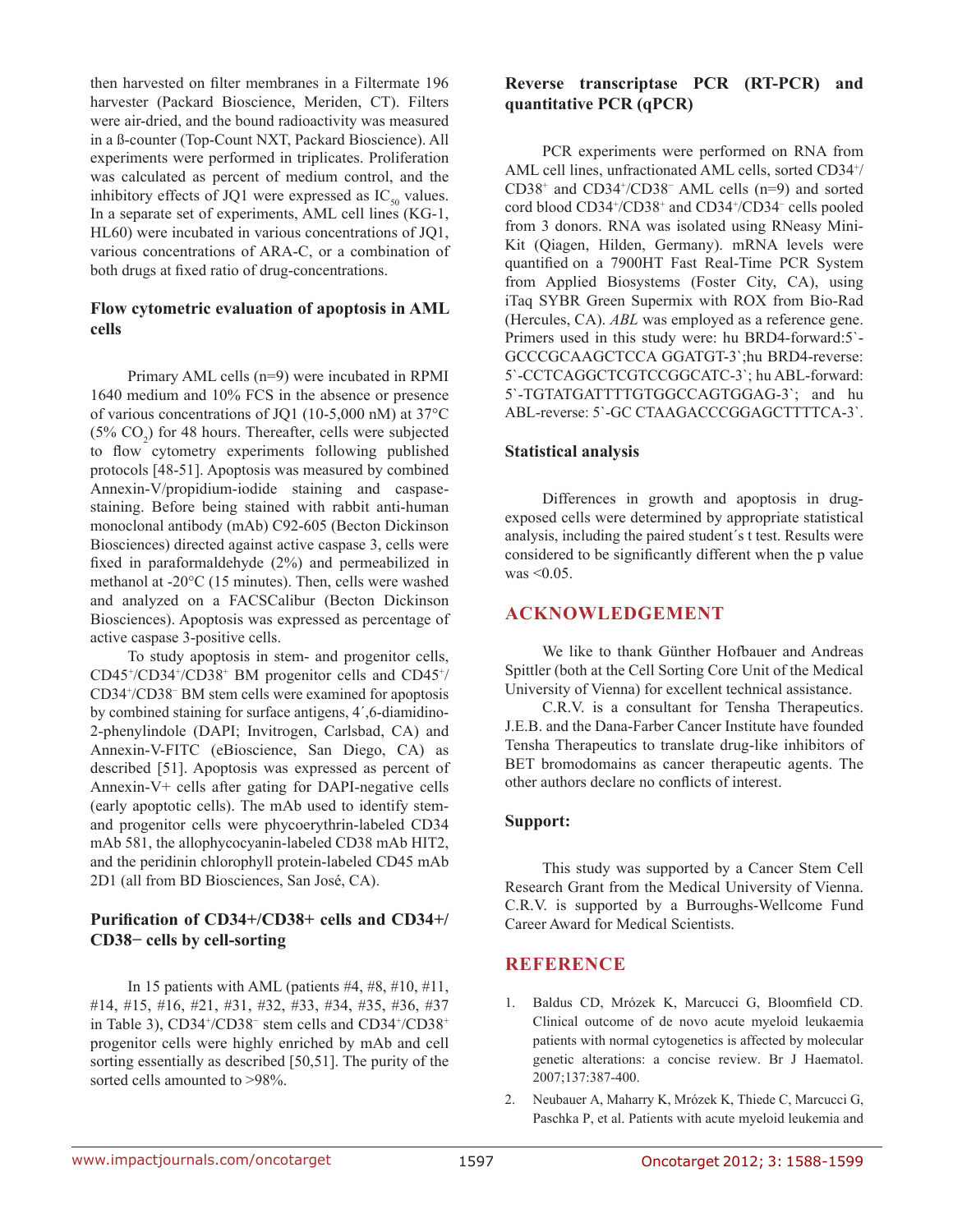then harvested on filter membranes in a Filtermate 196 harvester (Packard Bioscience, Meriden, CT). Filters were air-dried, and the bound radioactivity was measured in a ß-counter (Top-Count NXT, Packard Bioscience). All experiments were performed in triplicates. Proliferation was calculated as percent of medium control, and the inhibitory effects of JQ1 were expressed as $IC_{50}$ values. In a separate set of experiments, AML cell lines (KG-1, HL60) were incubated in various concentrations of JQ1, various concentrations of ARA-C, or a combination of both drugs at fixed ratio of drug-concentrations.

### Flow cytometric evaluation of apoptosis in AML cells

Primary AML cells (n=9) were incubated in RPMI 1640 medium and 10% FCS in the absence or presence of various concentrations of JQ1 (10-5,000 nM) at 37°C (5% $CO_2$) for 48 hours. Thereafter, cells were subjected to flow cytometry experiments following published protocols [48-51]. Apoptosis was measured by combined Annexin-V/propidium-iodide staining and caspase-staining. Before being stained with rabbit anti-human monoclonal antibody (mAb) C92-605 (Becton Dickinson Biosciences) directed against active caspase 3, cells were fixed in paraformaldehyde (2%) and permeabilized in methanol at -20°C (15 minutes). Then, cells were washed and analyzed on a FACSCalibur (Becton Dickinson Biosciences). Apoptosis was expressed as percentage of active caspase 3-positive cells.

To study apoptosis in stem- and progenitor cells, $CD45^+/CD34^+/CD38^+$ BM progenitor cells and $CD45^+/CD34^+/CD38^-$ BM stem cells were examined for apoptosis by combined staining for surface antigens, 4´,6-diamidino-2-phenylindole (DAPI; Invitrogen, Carlsbad, CA) and Annexin-V-FITC (eBioscience, San Diego, CA) as described [51]. Apoptosis was expressed as percent of Annexin-V+ cells after gating for DAPI-negative cells (early apoptotic cells). The mAb used to identify stem- and progenitor cells were phycoerythrin-labeled CD34 mAb 581, the allophycocyanin-labeled CD38 mAb HIT2, and the peridinin chlorophyll protein-labeled CD45 mAb 2D1 (all from BD Biosciences, San José, CA).

### Purification of CD34+/CD38+ cells and CD34+/CD38− cells by cell-sorting

In 15 patients with AML (patients #4, #8, #10, #11, #14, #15, #16, #21, #31, #32, #33, #34, #35, #36, #37 in Table 3), $CD34^+/CD38^-$ stem cells and $CD34^+/CD38^+$ progenitor cells were highly enriched by mAb and cell sorting essentially as described [50,51]. The purity of the sorted cells amounted to >98%.

### Reverse transcriptase PCR (RT-PCR) and quantitative PCR (qPCR)

PCR experiments were performed on RNA from AML cell lines, unfractionated AML cells, sorted $CD34^+/CD38^+$ and $CD34^+/CD38^-$ AML cells (n=9) and sorted cord blood $CD34^+/CD38^+$ and $CD34^+/CD34^-$ cells pooled from 3 donors. RNA was isolated using RNeasy Mini-Kit (Qiagen, Hilden, Germany). mRNA levels were quantified on a 7900HT Fast Real-Time PCR System from Applied Biosystems (Foster City, CA), using iTaq SYBR Green Supermix with ROX from Bio-Rad (Hercules, CA). *ABL* was employed as a reference gene. Primers used in this study were: hu BRD4-forward:5`-GCCCGCAAGCTCCA GGATGT-3`;hu BRD4-reverse: 5`-CCTCAGGCTCGTCCGGCATC-3`; hu ABL-forward: 5`-TGTATGATTTTGTGGCCAGTGGAG-3`; and hu ABL-reverse: 5`-GC CTAAGACCCGGAGCTTTTCA-3`.

### Statistical analysis

Differences in growth and apoptosis in drug-exposed cells were determined by appropriate statistical analysis, including the paired student´s t test. Results were considered to be significantly different when the p value was <0.05.

## ACKNOWLEDGEMENT

We like to thank Günther Hofbauer and Andreas Spittler (both at the Cell Sorting Core Unit of the Medical University of Vienna) for excellent technical assistance.

C.R.V. is a consultant for Tensha Therapeutics. J.E.B. and the Dana-Farber Cancer Institute have founded Tensha Therapeutics to translate drug-like inhibitors of BET bromodomains as cancer therapeutic agents. The other authors declare no conflicts of interest.

### Support:

This study was supported by a Cancer Stem Cell Research Grant from the Medical University of Vienna. C.R.V. is supported by a Burroughs-Wellcome Fund Career Award for Medical Scientists.

## REFERENCE

1. Baldus CD, Mrózek K, Marcucci G, Bloomfield CD. Clinical outcome of de novo acute myeloid leukaemia patients with normal cytogenetics is affected by molecular genetic alterations: a concise review. Br J Haematol. 2007;137:387-400.
2. Neubauer A, Maharry K, Mrózek K, Thiede C, Marcucci G, Paschka P, et al. Patients with acute myeloid leukemia and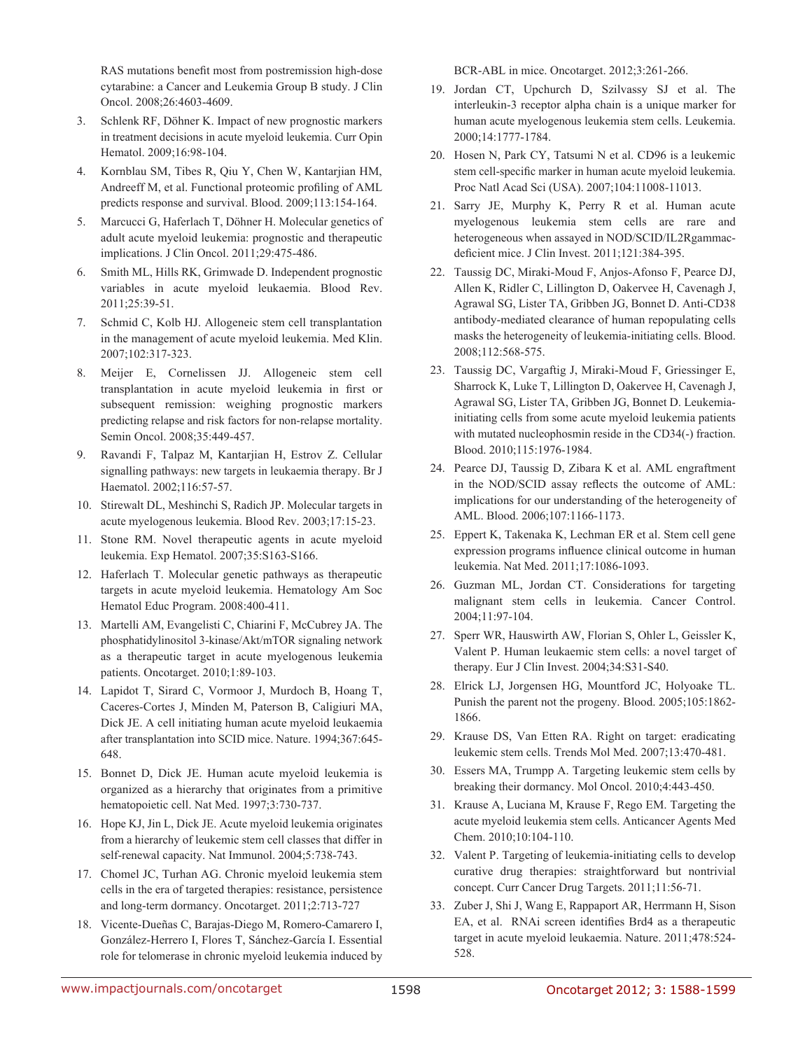RAS mutations benefit most from postremission high-dose cytarabine: a Cancer and Leukemia Group B study. J Clin Oncol. 2008;26:4603-4609.

3. Schlenk RF, Döhner K. Impact of new prognostic markers in treatment decisions in acute myeloid leukemia. Curr Opin Hematol. 2009;16:98-104.

4. Kornblau SM, Tibes R, Qiu Y, Chen W, Kantarjian HM, Andreeff M, et al. Functional proteomic profiling of AML predicts response and survival. Blood. 2009;113:154-164.

5. Marcucci G, Haferlach T, Döhner H. Molecular genetics of adult acute myeloid leukemia: prognostic and therapeutic implications. J Clin Oncol. 2011;29:475-486.

6. Smith ML, Hills RK, Grimwade D. Independent prognostic variables in acute myeloid leukaemia. Blood Rev. 2011;25:39-51.

7. Schmid C, Kolb HJ. Allogeneic stem cell transplantation in the management of acute myeloid leukemia. Med Klin. 2007;102:317-323.

8. Meijer E, Cornelissen JJ. Allogeneic stem cell transplantation in acute myeloid leukemia in first or subsequent remission: weighing prognostic markers predicting relapse and risk factors for non-relapse mortality. Semin Oncol. 2008;35:449-457.

9. Ravandi F, Talpaz M, Kantarjian H, Estrov Z. Cellular signalling pathways: new targets in leukaemia therapy. Br J Haematol. 2002;116:57-57.

10. Stirewalt DL, Meshinchi S, Radich JP. Molecular targets in acute myelogenous leukemia. Blood Rev. 2003;17:15-23.

11. Stone RM. Novel therapeutic agents in acute myeloid leukemia. Exp Hematol. 2007;35:S163-S166.

12. Haferlach T. Molecular genetic pathways as therapeutic targets in acute myeloid leukemia. Hematology Am Soc Hematol Educ Program. 2008:400-411.

13. Martelli AM, Evangelisti C, Chiarini F, McCubrey JA. The phosphatidylinositol 3-kinase/Akt/mTOR signaling network as a therapeutic target in acute myelogenous leukemia patients. Oncotarget. 2010;1:89-103.

14. Lapidot T, Sirard C, Vormoor J, Murdoch B, Hoang T, Caceres-Cortes J, Minden M, Paterson B, Caligiuri MA, Dick JE. A cell initiating human acute myeloid leukaemia after transplantation into SCID mice. Nature. 1994;367:645-648.

15. Bonnet D, Dick JE. Human acute myeloid leukemia is organized as a hierarchy that originates from a primitive hematopoietic cell. Nat Med. 1997;3:730-737.

16. Hope KJ, Jin L, Dick JE. Acute myeloid leukemia originates from a hierarchy of leukemic stem cell classes that differ in self-renewal capacity. Nat Immunol. 2004;5:738-743.

17. Chomel JC, Turhan AG. Chronic myeloid leukemia stem cells in the era of targeted therapies: resistance, persistence and long-term dormancy. Oncotarget. 2011;2:713-727

18. Vicente-Dueñas C, Barajas-Diego M, Romero-Camarero I, González-Herrero I, Flores T, Sánchez-García I. Essential role for telomerase in chronic myeloid leukemia induced by BCR-ABL in mice. Oncotarget. 2012;3:261-266.

19. Jordan CT, Upchurch D, Szilvassy SJ et al. The interleukin-3 receptor alpha chain is a unique marker for human acute myelogenous leukemia stem cells. Leukemia. 2000;14:1777-1784.

20. Hosen N, Park CY, Tatsumi N et al. CD96 is a leukemic stem cell-specific marker in human acute myeloid leukemia. Proc Natl Acad Sci (USA). 2007;104:11008-11013.

21. Sarry JE, Murphy K, Perry R et al. Human acute myelogenous leukemia stem cells are rare and heterogeneous when assayed in NOD/SCID/IL2Rgammac-deficient mice. J Clin Invest. 2011;121:384-395.

22. Taussig DC, Miraki-Moud F, Anjos-Afonso F, Pearce DJ, Allen K, Ridler C, Lillington D, Oakervee H, Cavenagh J, Agrawal SG, Lister TA, Gribben JG, Bonnet D. Anti-CD38 antibody-mediated clearance of human repopulating cells masks the heterogeneity of leukemia-initiating cells. Blood. 2008;112:568-575.

23. Taussig DC, Vargaftig J, Miraki-Moud F, Griessinger E, Sharrock K, Luke T, Lillington D, Oakervee H, Cavenagh J, Agrawal SG, Lister TA, Gribben JG, Bonnet D. Leukemia-initiating cells from some acute myeloid leukemia patients with mutated nucleophosmin reside in the CD34(-) fraction. Blood. 2010;115:1976-1984.

24. Pearce DJ, Taussig D, Zibara K et al. AML engraftment in the NOD/SCID assay reflects the outcome of AML: implications for our understanding of the heterogeneity of AML. Blood. 2006;107:1166-1173.

25. Eppert K, Takenaka K, Lechman ER et al. Stem cell gene expression programs influence clinical outcome in human leukemia. Nat Med. 2011;17:1086-1093.

26. Guzman ML, Jordan CT. Considerations for targeting malignant stem cells in leukemia. Cancer Control. 2004;11:97-104.

27. Sperr WR, Hauswirth AW, Florian S, Ohler L, Geissler K, Valent P. Human leukaemic stem cells: a novel target of therapy. Eur J Clin Invest. 2004;34:S31-S40.

28. Elrick LJ, Jorgensen HG, Mountford JC, Holyoake TL. Punish the parent not the progeny. Blood. 2005;105:1862-1866.

29. Krause DS, Van Etten RA. Right on target: eradicating leukemic stem cells. Trends Mol Med. 2007;13:470-481.

30. Essers MA, Trumpp A. Targeting leukemic stem cells by breaking their dormancy. Mol Oncol. 2010;4:443-450.

31. Krause A, Luciana M, Krause F, Rego EM. Targeting the acute myeloid leukemia stem cells. Anticancer Agents Med Chem. 2010;10:104-110.

32. Valent P. Targeting of leukemia-initiating cells to develop curative drug therapies: straightforward but nontrivial concept. Curr Cancer Drug Targets. 2011;11:56-71.

33. Zuber J, Shi J, Wang E, Rappaport AR, Herrmann H, Sison EA, et al. RNAi screen identifies Brd4 as a therapeutic target in acute myeloid leukaemia. Nature. 2011;478:524-528.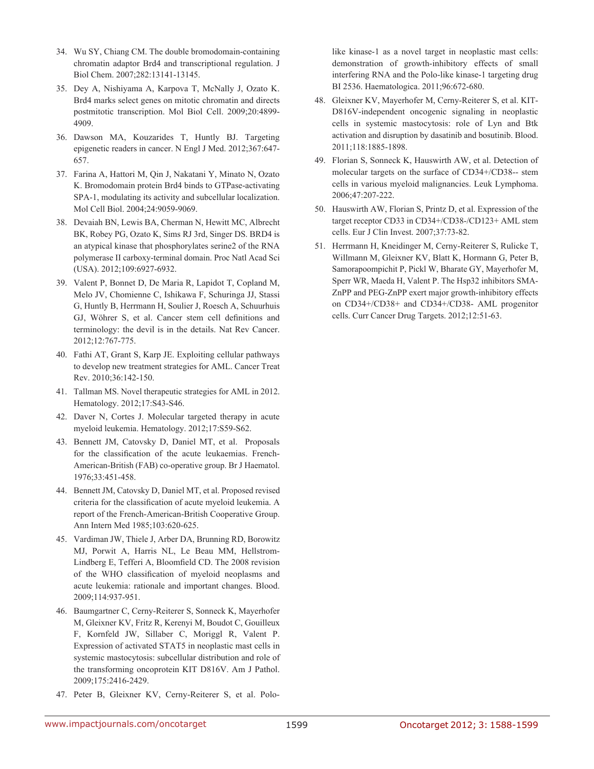34. Wu SY, Chiang CM. The double bromodomain-containing chromatin adaptor Brd4 and transcriptional regulation. J Biol Chem. 2007;282:13141-13145.

35. Dey A, Nishiyama A, Karpova T, McNally J, Ozato K. Brd4 marks select genes on mitotic chromatin and directs postmitotic transcription. Mol Biol Cell. 2009;20:4899-4909.

36. Dawson MA, Kouzarides T, Huntly BJ. Targeting epigenetic readers in cancer. N Engl J Med. 2012;367:647-657.

37. Farina A, Hattori M, Qin J, Nakatani Y, Minato N, Ozato K. Bromodomain protein Brd4 binds to GTPase-activating SPA-1, modulating its activity and subcellular localization. Mol Cell Biol. 2004;24:9059-9069.

38. Devaiah BN, Lewis BA, Cherman N, Hewitt MC, Albrecht BK, Robey PG, Ozato K, Sims RJ 3rd, Singer DS. BRD4 is an atypical kinase that phosphorylates serine2 of the RNA polymerase II carboxy-terminal domain. Proc Natl Acad Sci (USA). 2012;109:6927-6932.

39. Valent P, Bonnet D, De Maria R, Lapidot T, Copland M, Melo JV, Chomienne C, Ishikawa F, Schuringa JJ, Stassi G, Huntly B, Herrmann H, Soulier J, Roesch A, Schuurhuis GJ, Wöhrer S, et al. Cancer stem cell definitions and terminology: the devil is in the details. Nat Rev Cancer. 2012;12:767-775.

40. Fathi AT, Grant S, Karp JE. Exploiting cellular pathways to develop new treatment strategies for AML. Cancer Treat Rev. 2010;36:142-150.

41. Tallman MS. Novel therapeutic strategies for AML in 2012. Hematology. 2012;17:S43-S46.

42. Daver N, Cortes J. Molecular targeted therapy in acute myeloid leukemia. Hematology. 2012;17:S59-S62.

43. Bennett JM, Catovsky D, Daniel MT, et al. Proposals for the classification of the acute leukaemias. French-American-British (FAB) co-operative group. Br J Haematol. 1976;33:451-458.

44. Bennett JM, Catovsky D, Daniel MT, et al. Proposed revised criteria for the classification of acute myeloid leukemia. A report of the French-American-British Cooperative Group. Ann Intern Med 1985;103:620-625.

45. Vardiman JW, Thiele J, Arber DA, Brunning RD, Borowitz MJ, Porwit A, Harris NL, Le Beau MM, Hellstrom-Lindberg E, Tefferi A, Bloomfield CD. The 2008 revision of the WHO classification of myeloid neoplasms and acute leukemia: rationale and important changes. Blood. 2009;114:937-951.

46. Baumgartner C, Cerny-Reiterer S, Sonneck K, Mayerhofer M, Gleixner KV, Fritz R, Kerenyi M, Boudot C, Gouilleux F, Kornfeld JW, Sillaber C, Moriggl R, Valent P. Expression of activated STAT5 in neoplastic mast cells in systemic mastocytosis: subcellular distribution and role of the transforming oncoprotein KIT D816V. Am J Pathol. 2009;175:2416-2429.

47. Peter B, Gleixner KV, Cerny-Reiterer S, et al. Polo-like kinase-1 as a novel target in neoplastic mast cells: demonstration of growth-inhibitory effects of small interfering RNA and the Polo-like kinase-1 targeting drug BI 2536. Haematologica. 2011;96:672-680.

48. Gleixner KV, Mayerhofer M, Cerny-Reiterer S, et al. KIT-D816V-independent oncogenic signaling in neoplastic cells in systemic mastocytosis: role of Lyn and Btk activation and disruption by dasatinib and bosutinib. Blood. 2011;118:1885-1898.

49. Florian S, Sonneck K, Hauswirth AW, et al. Detection of molecular targets on the surface of CD34+/CD38-- stem cells in various myeloid malignancies. Leuk Lymphoma. 2006;47:207-222.

50. Hauswirth AW, Florian S, Printz D, et al. Expression of the target receptor CD33 in CD34+/CD38-/CD123+ AML stem cells. Eur J Clin Invest. 2007;37:73-82.

51. Herrmann H, Kneidinger M, Cerny-Reiterer S, Rulicke T, Willmann M, Gleixner KV, Blatt K, Hormann G, Peter B, Samorapoompichit P, Pickl W, Bharate GY, Mayerhofer M, Sperr WR, Maeda H, Valent P. The Hsp32 inhibitors SMA-ZnPP and PEG-ZnPP exert major growth-inhibitory effects on CD34+/CD38+ and CD34+/CD38- AML progenitor cells. Curr Cancer Drug Targets. 2012;12:51-63.